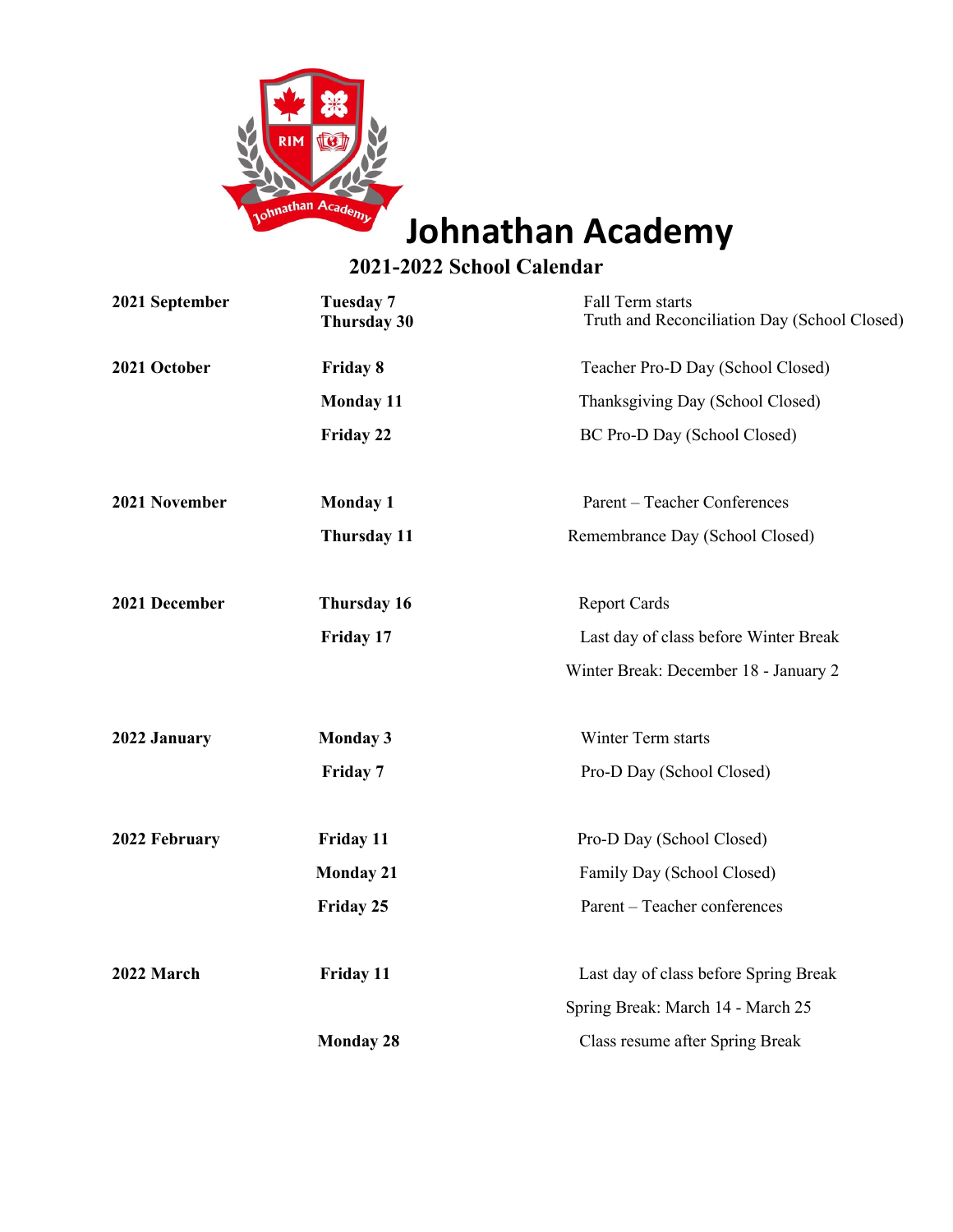# Johnathan Academy

## 2021-2022 School Calendar

| | | |
|---|---|---|
| **2021 September** | **Tuesday 7** | Fall Term starts |
| | **Thursday 30** | Truth and Reconciliation Day (School Closed) |
| **2021 October** | **Friday 8** | Teacher Pro-D Day (School Closed) |
| | **Monday 11** | Thanksgiving Day (School Closed) |
| | **Friday 22** | BC Pro-D Day (School Closed) |
| **2021 November** | **Monday 1** | Parent – Teacher Conferences |
| | **Thursday 11** | Remembrance Day (School Closed) |
| **2021 December** | **Thursday 16** | Report Cards |
| | **Friday 17** | Last day of class before Winter Break |
| | | Winter Break: December 18 - January 2 |
| **2022 January** | **Monday 3** | Winter Term starts |
| | **Friday 7** | Pro-D Day (School Closed) |
| **2022 February** | **Friday 11** | Pro-D Day (School Closed) |
| | **Monday 21** | Family Day (School Closed) |
| | **Friday 25** | Parent – Teacher conferences |
| **2022 March** | **Friday 11** | Last day of class before Spring Break |
| | | Spring Break: March 14 - March 25 |
| | **Monday 28** | Class resume after Spring Break |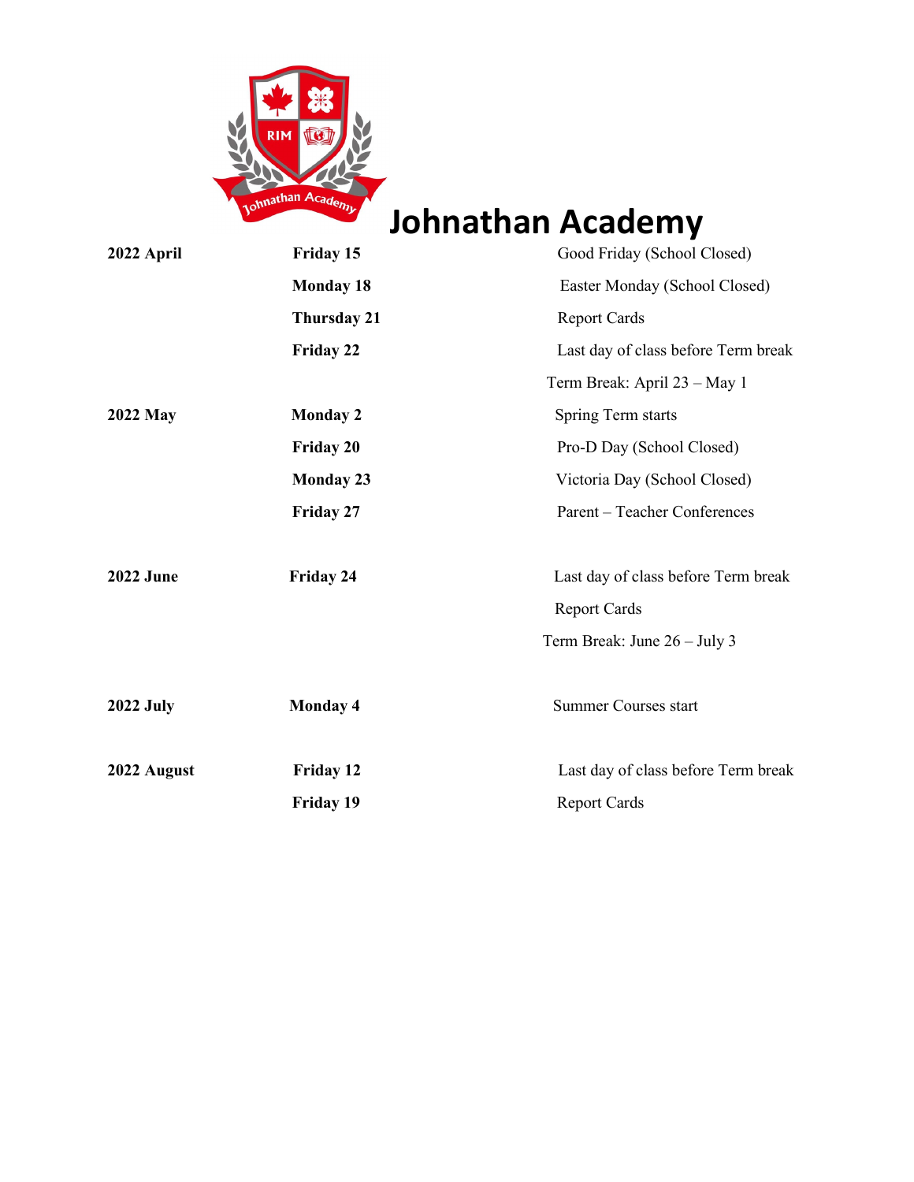# Johnathan Academy

| | | |
|---|---|---|
| **2022 April** | **Friday 15** | Good Friday (School Closed) |
| | **Monday 18** | Easter Monday (School Closed) |
| | **Thursday 21** | Report Cards |
| | **Friday 22** | Last day of class before Term break |
| | | Term Break: April 23 – May 1 |
| **2022 May** | **Monday 2** | Spring Term starts |
| | **Friday 20** | Pro-D Day (School Closed) |
| | **Monday 23** | Victoria Day (School Closed) |
| | **Friday 27** | Parent – Teacher Conferences |
| **2022 June** | **Friday 24** | Last day of class before Term break |
| | | Report Cards |
| | | Term Break: June 26 – July 3 |
| **2022 July** | **Monday 4** | Summer Courses start |
| **2022 August** | **Friday 12** | Last day of class before Term break |
| | **Friday 19** | Report Cards |